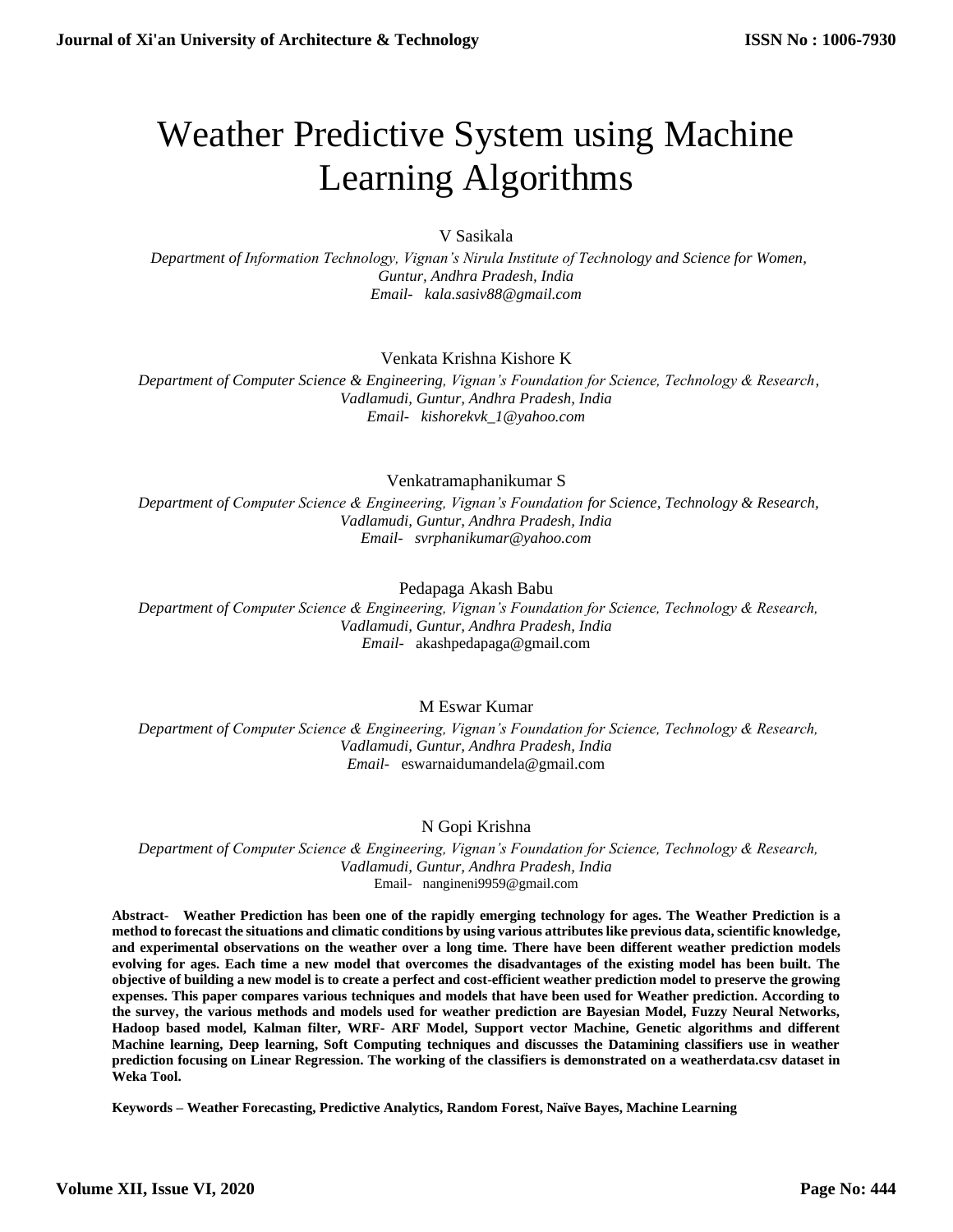# Weather Predictive System using Machine Learning Algorithms

V Sasikala

*Department of Information Technology, Vignan's Nirula Institute of Technology and Science for Women, Guntur, Andhra Pradesh, India*
*Email- kala.sasiv88@gmail.com*

Venkata Krishna Kishore K

*Department of Computer Science & Engineering, Vignan's Foundation for Science, Technology & Research, Vadlamudi, Guntur, Andhra Pradesh, India*
*Email- kishorekvk_1@yahoo.com*

Venkatramaphanikumar S

*Department of Computer Science & Engineering, Vignan's Foundation for Science, Technology & Research, Vadlamudi, Guntur, Andhra Pradesh, India*
*Email- svrphanikumar@yahoo.com*

Pedapaga Akash Babu

*Department of Computer Science & Engineering, Vignan's Foundation for Science, Technology & Research, Vadlamudi, Guntur, Andhra Pradesh, India*
*Email-* akashpedapaga@gmail.com

M Eswar Kumar

*Department of Computer Science & Engineering, Vignan's Foundation for Science, Technology & Research, Vadlamudi, Guntur, Andhra Pradesh, India*
*Email-* eswarnaidumandela@gmail.com

N Gopi Krishna

*Department of Computer Science & Engineering, Vignan's Foundation for Science, Technology & Research, Vadlamudi, Guntur, Andhra Pradesh, India*
Email- nangineni9959@gmail.com

**Abstract- Weather Prediction has been one of the rapidly emerging technology for ages. The Weather Prediction is a method to forecast the situations and climatic conditions by using various attributes like previous data, scientific knowledge, and experimental observations on the weather over a long time. There have been different weather prediction models evolving for ages. Each time a new model that overcomes the disadvantages of the existing model has been built. The objective of building a new model is to create a perfect and cost-efficient weather prediction model to preserve the growing expenses. This paper compares various techniques and models that have been used for Weather prediction. According to the survey, the various methods and models used for weather prediction are Bayesian Model, Fuzzy Neural Networks, Hadoop based model, Kalman filter, WRF- ARF Model, Support vector Machine, Genetic algorithms and different Machine learning, Deep learning, Soft Computing techniques and discusses the Datamining classifiers use in weather prediction focusing on Linear Regression. The working of the classifiers is demonstrated on a weatherdata.csv dataset in Weka Tool.**

**Keywords – Weather Forecasting, Predictive Analytics, Random Forest, Naïve Bayes, Machine Learning**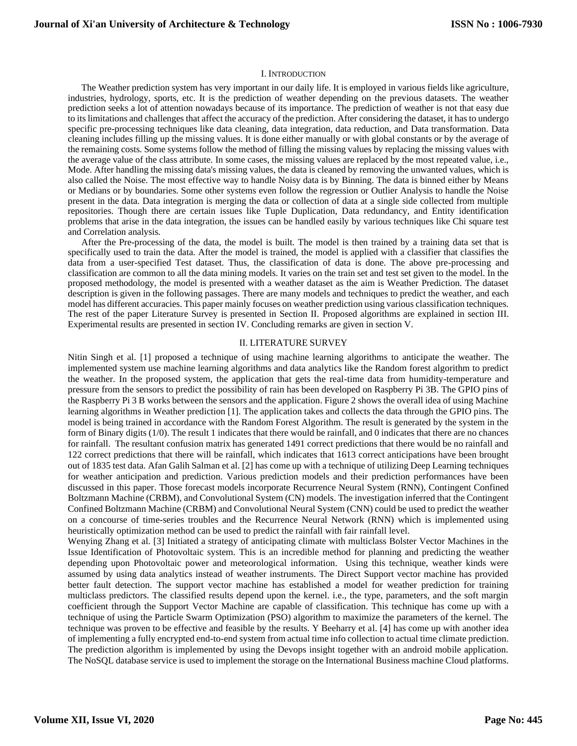## I. INTRODUCTION

The Weather prediction system has very important in our daily life. It is employed in various fields like agriculture, industries, hydrology, sports, etc. It is the prediction of weather depending on the previous datasets. The weather prediction seeks a lot of attention nowadays because of its importance. The prediction of weather is not that easy due to its limitations and challenges that affect the accuracy of the prediction. After considering the dataset, it has to undergo specific pre-processing techniques like data cleaning, data integration, data reduction, and Data transformation. Data cleaning includes filling up the missing values. It is done either manually or with global constants or by the average of the remaining costs. Some systems follow the method of filling the missing values by replacing the missing values with the average value of the class attribute. In some cases, the missing values are replaced by the most repeated value, i.e., Mode. After handling the missing data's missing values, the data is cleaned by removing the unwanted values, which is also called the Noise. The most effective way to handle Noisy data is by Binning. The data is binned either by Means or Medians or by boundaries. Some other systems even follow the regression or Outlier Analysis to handle the Noise present in the data. Data integration is merging the data or collection of data at a single side collected from multiple repositories. Though there are certain issues like Tuple Duplication, Data redundancy, and Entity identification problems that arise in the data integration, the issues can be handled easily by various techniques like Chi square test and Correlation analysis.

After the Pre-processing of the data, the model is built. The model is then trained by a training data set that is specifically used to train the data. After the model is trained, the model is applied with a classifier that classifies the data from a user-specified Test dataset. Thus, the classification of data is done. The above pre-processing and classification are common to all the data mining models. It varies on the train set and test set given to the model. In the proposed methodology, the model is presented with a weather dataset as the aim is Weather Prediction. The dataset description is given in the following passages. There are many models and techniques to predict the weather, and each model has different accuracies. This paper mainly focuses on weather prediction using various classification techniques. The rest of the paper Literature Survey is presented in Section II. Proposed algorithms are explained in section III. Experimental results are presented in section IV. Concluding remarks are given in section V.

## II. LITERATURE SURVEY

Nitin Singh et al. [1] proposed a technique of using machine learning algorithms to anticipate the weather. The implemented system use machine learning algorithms and data analytics like the Random forest algorithm to predict the weather. In the proposed system, the application that gets the real-time data from humidity-temperature and pressure from the sensors to predict the possibility of rain has been developed on Raspberry Pi 3B. The GPIO pins of the Raspberry Pi 3 B works between the sensors and the application. Figure 2 shows the overall idea of using Machine learning algorithms in Weather prediction [1]. The application takes and collects the data through the GPIO pins. The model is being trained in accordance with the Random Forest Algorithm. The result is generated by the system in the form of Binary digits (1/0). The result 1 indicates that there would be rainfall, and 0 indicates that there are no chances for rainfall. The resultant confusion matrix has generated 1491 correct predictions that there would be no rainfall and 122 correct predictions that there will be rainfall, which indicates that 1613 correct anticipations have been brought out of 1835 test data. Afan Galih Salman et al. [2] has come up with a technique of utilizing Deep Learning techniques for weather anticipation and prediction. Various prediction models and their prediction performances have been discussed in this paper. Those forecast models incorporate Recurrence Neural System (RNN), Contingent Confined Boltzmann Machine (CRBM), and Convolutional System (CN) models. The investigation inferred that the Contingent Confined Boltzmann Machine (CRBM) and Convolutional Neural System (CNN) could be used to predict the weather on a concourse of time-series troubles and the Recurrence Neural Network (RNN) which is implemented using heuristically optimization method can be used to predict the rainfall with fair rainfall level.

Wenying Zhang et al. [3] Initiated a strategy of anticipating climate with multiclass Bolster Vector Machines in the Issue Identification of Photovoltaic system. This is an incredible method for planning and predicting the weather depending upon Photovoltaic power and meteorological information. Using this technique, weather kinds were assumed by using data analytics instead of weather instruments. The Direct Support vector machine has provided better fault detection. The support vector machine has established a model for weather prediction for training multiclass predictors. The classified results depend upon the kernel. i.e., the type, parameters, and the soft margin coefficient through the Support Vector Machine are capable of classification. This technique has come up with a technique of using the Particle Swarm Optimization (PSO) algorithm to maximize the parameters of the kernel. The technique was proven to be effective and feasible by the results. Y Beeharry et al. [4] has come up with another idea of implementing a fully encrypted end-to-end system from actual time info collection to actual time climate prediction. The prediction algorithm is implemented by using the Devops insight together with an android mobile application. The NoSQL database service is used to implement the storage on the International Business machine Cloud platforms.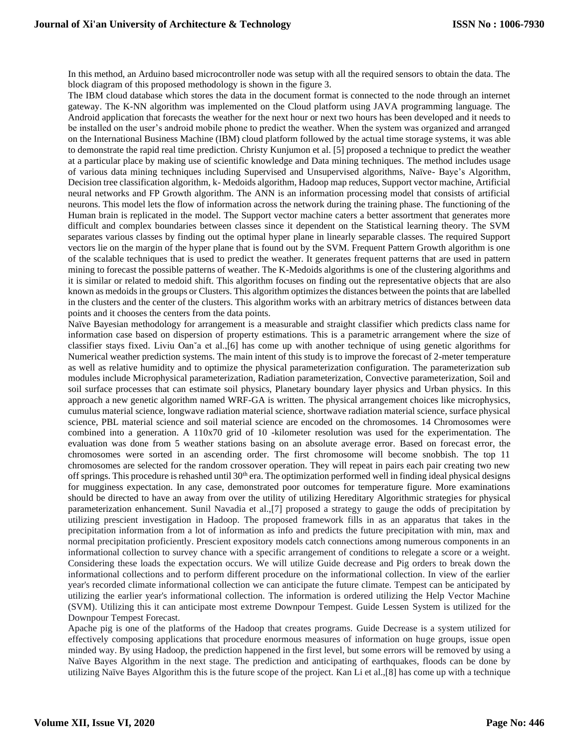In this method, an Arduino based microcontroller node was setup with all the required sensors to obtain the data. The block diagram of this proposed methodology is shown in the figure 3.

The IBM cloud database which stores the data in the document format is connected to the node through an internet gateway. The K-NN algorithm was implemented on the Cloud platform using JAVA programming language. The Android application that forecasts the weather for the next hour or next two hours has been developed and it needs to be installed on the user's android mobile phone to predict the weather. When the system was organized and arranged on the International Business Machine (IBM) cloud platform followed by the actual time storage systems, it was able to demonstrate the rapid real time prediction. Christy Kunjumon et al. [5] proposed a technique to predict the weather at a particular place by making use of scientific knowledge and Data mining techniques. The method includes usage of various data mining techniques including Supervised and Unsupervised algorithms, Naïve- Baye's Algorithm, Decision tree classification algorithm, k- Medoids algorithm, Hadoop map reduces, Support vector machine, Artificial neural networks and FP Growth algorithm. The ANN is an information processing model that consists of artificial neurons. This model lets the flow of information across the network during the training phase. The functioning of the Human brain is replicated in the model. The Support vector machine caters a better assortment that generates more difficult and complex boundaries between classes since it dependent on the Statistical learning theory. The SVM separates various classes by finding out the optimal hyper plane in linearly separable classes. The required Support vectors lie on the margin of the hyper plane that is found out by the SVM. Frequent Pattern Growth algorithm is one of the scalable techniques that is used to predict the weather. It generates frequent patterns that are used in pattern mining to forecast the possible patterns of weather. The K-Medoids algorithms is one of the clustering algorithms and it is similar or related to medoid shift. This algorithm focuses on finding out the representative objects that are also known as medoids in the groups or Clusters. This algorithm optimizes the distances between the points that are labelled in the clusters and the center of the clusters. This algorithm works with an arbitrary metrics of distances between data points and it chooses the centers from the data points.

Naïve Bayesian methodology for arrangement is a measurable and straight classifier which predicts class name for information case based on dispersion of property estimations. This is a parametric arrangement where the size of classifier stays fixed. Liviu Oan˘a et al.,[6] has come up with another technique of using genetic algorithms for Numerical weather prediction systems. The main intent of this study is to improve the forecast of 2-meter temperature as well as relative humidity and to optimize the physical parameterization configuration. The parameterization sub modules include Microphysical parameterization, Radiation parameterization, Convective parameterization, Soil and soil surface processes that can estimate soil physics, Planetary boundary layer physics and Urban physics. In this approach a new genetic algorithm named WRF-GA is written. The physical arrangement choices like microphysics, cumulus material science, longwave radiation material science, shortwave radiation material science, surface physical science, PBL material science and soil material science are encoded on the chromosomes. 14 Chromosomes were combined into a generation. A 110x70 grid of 10 -kilometer resolution was used for the experimentation. The evaluation was done from 5 weather stations basing on an absolute average error. Based on forecast error, the chromosomes were sorted in an ascending order. The first chromosome will become snobbish. The top 11 chromosomes are selected for the random crossover operation. They will repeat in pairs each pair creating two new off springs. This procedure is rehashed until 30th era. The optimization performed well in finding ideal physical designs for mugginess expectation. In any case, demonstrated poor outcomes for temperature figure. More examinations should be directed to have an away from over the utility of utilizing Hereditary Algorithmic strategies for physical parameterization enhancement. Sunil Navadia et al.,[7] proposed a strategy to gauge the odds of precipitation by utilizing prescient investigation in Hadoop. The proposed framework fills in as an apparatus that takes in the precipitation information from a lot of information as info and predicts the future precipitation with min, max and normal precipitation proficiently. Prescient expository models catch connections among numerous components in an informational collection to survey chance with a specific arrangement of conditions to relegate a score or a weight. Considering these loads the expectation occurs. We will utilize Guide decrease and Pig orders to break down the informational collections and to perform different procedure on the informational collection. In view of the earlier year's recorded climate informational collection we can anticipate the future climate. Tempest can be anticipated by utilizing the earlier year's informational collection. The information is ordered utilizing the Help Vector Machine (SVM). Utilizing this it can anticipate most extreme Downpour Tempest. Guide Lessen System is utilized for the Downpour Tempest Forecast.

Apache pig is one of the platforms of the Hadoop that creates programs. Guide Decrease is a system utilized for effectively composing applications that procedure enormous measures of information on huge groups, issue open minded way. By using Hadoop, the prediction happened in the first level, but some errors will be removed by using a Naïve Bayes Algorithm in the next stage. The prediction and anticipating of earthquakes, floods can be done by utilizing Naïve Bayes Algorithm this is the future scope of the project. Kan Li et al.,[8] has come up with a technique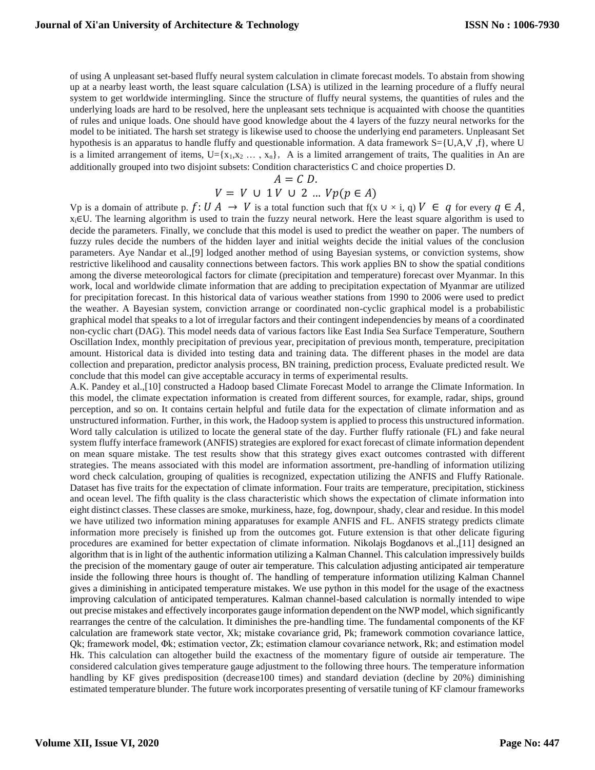of using A unpleasant set-based fluffy neural system calculation in climate forecast models. To abstain from showing up at a nearby least worth, the least square calculation (LSA) is utilized in the learning procedure of a fluffy neural system to get worldwide intermingling. Since the structure of fluffy neural systems, the quantities of rules and the underlying loads are hard to be resolved, here the unpleasant sets technique is acquainted with choose the quantities of rules and unique loads. One should have good knowledge about the 4 layers of the fuzzy neural networks for the model to be initiated. The harsh set strategy is likewise used to choose the underlying end parameters. Unpleasant Set hypothesis is an apparatus to handle fluffy and questionable information. A data framework S={U,A,V ,f}, where U is a limited arrangement of items, $U=\{x_1,x_2 \ldots , x_n\}$, A is a limited arrangement of traits, The qualities in An are additionally grouped into two disjoint subsets: Condition characteristics C and choice properties D.

$$A = C\ D.$$

$$V = V \cup 1V \cup 2 \ldots Vp(p \in A)$$

Vp is a domain of attribute p. $f: U\ A \rightarrow V$ is a total function such that f(x ∪ × i, q) $V \in q$ for every $q \in A$, $x_i \in U$. The learning algorithm is used to train the fuzzy neural network. Here the least square algorithm is used to decide the parameters. Finally, we conclude that this model is used to predict the weather on paper. The numbers of fuzzy rules decide the numbers of the hidden layer and initial weights decide the initial values of the conclusion parameters. Aye Nandar et al.,[9] lodged another method of using Bayesian systems, or conviction systems, show restrictive likelihood and causality connections between factors. This work applies BN to show the spatial conditions among the diverse meteorological factors for climate (precipitation and temperature) forecast over Myanmar. In this work, local and worldwide climate information that are adding to precipitation expectation of Myanmar are utilized for precipitation forecast. In this historical data of various weather stations from 1990 to 2006 were used to predict the weather. A Bayesian system, conviction arrange or coordinated non-cyclic graphical model is a probabilistic graphical model that speaks to a lot of irregular factors and their contingent independencies by means of a coordinated non-cyclic chart (DAG). This model needs data of various factors like East India Sea Surface Temperature, Southern Oscillation Index, monthly precipitation of previous year, precipitation of previous month, temperature, precipitation amount. Historical data is divided into testing data and training data. The different phases in the model are data collection and preparation, predictor analysis process, BN training, prediction process, Evaluate predicted result. We conclude that this model can give acceptable accuracy in terms of experimental results.

A.K. Pandey et al.,[10] constructed a Hadoop based Climate Forecast Model to arrange the Climate Information. In this model, the climate expectation information is created from different sources, for example, radar, ships, ground perception, and so on. It contains certain helpful and futile data for the expectation of climate information and as unstructured information. Further, in this work, the Hadoop system is applied to process this unstructured information. Word tally calculation is utilized to locate the general state of the day. Further fluffy rationale (FL) and fake neural system fluffy interface framework (ANFIS) strategies are explored for exact forecast of climate information dependent on mean square mistake. The test results show that this strategy gives exact outcomes contrasted with different strategies. The means associated with this model are information assortment, pre-handling of information utilizing word check calculation, grouping of qualities is recognized, expectation utilizing the ANFIS and Fluffy Rationale. Dataset has five traits for the expectation of climate information. Four traits are temperature, precipitation, stickiness and ocean level. The fifth quality is the class characteristic which shows the expectation of climate information into eight distinct classes. These classes are smoke, murkiness, haze, fog, downpour, shady, clear and residue. In this model we have utilized two information mining apparatuses for example ANFIS and FL. ANFIS strategy predicts climate information more precisely is finished up from the outcomes got. Future extension is that other delicate figuring procedures are examined for better expectation of climate information. Nikolajs Bogdanovs et al.,[11] designed an algorithm that is in light of the authentic information utilizing a Kalman Channel. This calculation impressively builds the precision of the momentary gauge of outer air temperature. This calculation adjusting anticipated air temperature inside the following three hours is thought of. The handling of temperature information utilizing Kalman Channel gives a diminishing in anticipated temperature mistakes. We use python in this model for the usage of the exactness improving calculation of anticipated temperatures. Kalman channel-based calculation is normally intended to wipe out precise mistakes and effectively incorporates gauge information dependent on the NWP model, which significantly rearranges the centre of the calculation. It diminishes the pre-handling time. The fundamental components of the KF calculation are framework state vector, Xk; mistake covariance grid, Pk; framework commotion covariance lattice, Qk; framework model, Φk; estimation vector, Zk; estimation clamour covariance network, Rk; and estimation model Hk. This calculation can altogether build the exactness of the momentary figure of outside air temperature. The considered calculation gives temperature gauge adjustment to the following three hours. The temperature information handling by KF gives predisposition (decrease100 times) and standard deviation (decline by 20%) diminishing estimated temperature blunder. The future work incorporates presenting of versatile tuning of KF clamour frameworks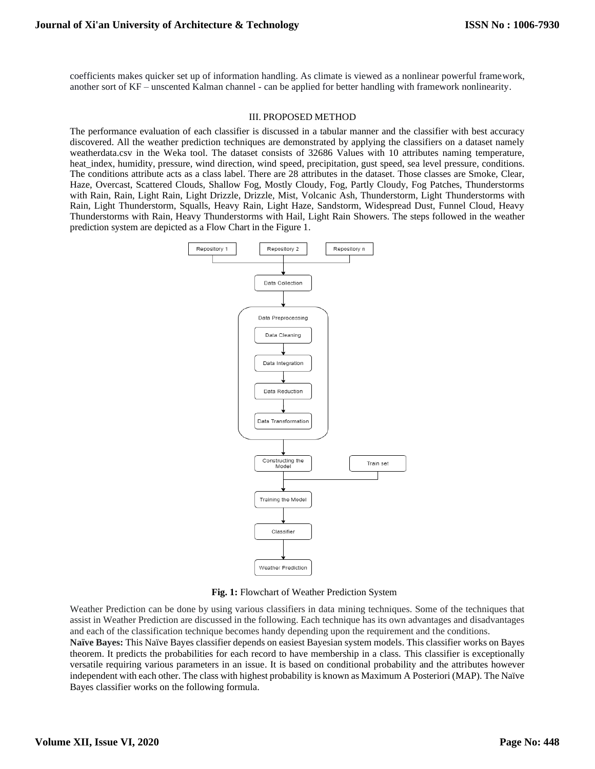coefficients makes quicker set up of information handling. As climate is viewed as a nonlinear powerful framework, another sort of KF – unscented Kalman channel - can be applied for better handling with framework nonlinearity.

## III. PROPOSED METHOD

The performance evaluation of each classifier is discussed in a tabular manner and the classifier with best accuracy discovered. All the weather prediction techniques are demonstrated by applying the classifiers on a dataset namely weatherdata.csv in the Weka tool. The dataset consists of 32686 Values with 10 attributes naming temperature, heat_index, humidity, pressure, wind direction, wind speed, precipitation, gust speed, sea level pressure, conditions. The conditions attribute acts as a class label. There are 28 attributes in the dataset. Those classes are Smoke, Clear, Haze, Overcast, Scattered Clouds, Shallow Fog, Mostly Cloudy, Fog, Partly Cloudy, Fog Patches, Thunderstorms with Rain, Rain, Light Rain, Light Drizzle, Drizzle, Mist, Volcanic Ash, Thunderstorm, Light Thunderstorms with Rain, Light Thunderstorm, Squalls, Heavy Rain, Light Haze, Sandstorm, Widespread Dust, Funnel Cloud, Heavy Thunderstorms with Rain, Heavy Thunderstorms with Hail, Light Rain Showers. The steps followed in the weather prediction system are depicted as a Flow Chart in the Figure 1.

Repository 1 · Repository 2 · Repository n → Data Collection → Data Preprocessing (Data Cleaning → Data Integration → Data Reduction → Data Transformation) → Constructing the Model → (Train set) → Training the Model → Classifier → Weather Prediction

**Fig. 1:** Flowchart of Weather Prediction System

Weather Prediction can be done by using various classifiers in data mining techniques. Some of the techniques that assist in Weather Prediction are discussed in the following. Each technique has its own advantages and disadvantages and each of the classification technique becomes handy depending upon the requirement and the conditions.

**Naïve Bayes:** This Naïve Bayes classifier depends on easiest Bayesian system models. This classifier works on Bayes theorem. It predicts the probabilities for each record to have membership in a class. This classifier is exceptionally versatile requiring various parameters in an issue. It is based on conditional probability and the attributes however independent with each other. The class with highest probability is known as Maximum A Posteriori (MAP). The Naïve Bayes classifier works on the following formula.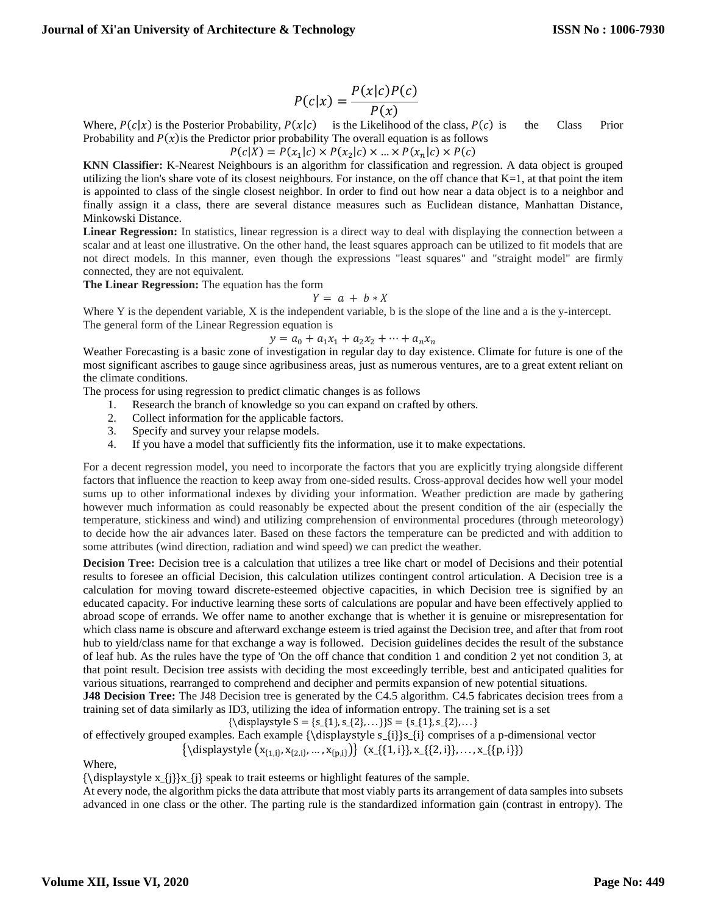$$P(c|x) = \frac{P(x|c)P(c)}{P(x)}$$

Where, $P(c|x)$ is the Posterior Probability, $P(x|c)$ is the Likelihood of the class, $P(c)$ is the Class Prior Probability and $P(x)$is the Predictor prior probability The overall equation is as follows

$$P(c|X) = P(x_1|c) \times P(x_2|c) \times \ldots \times P(x_n|c) \times P(c)$$

**KNN Classifier:** K-Nearest Neighbours is an algorithm for classification and regression. A data object is grouped utilizing the lion's share vote of its closest neighbours. For instance, on the off chance that K=1, at that point the item is appointed to class of the single closest neighbor. In order to find out how near a data object is to a neighbor and finally assign it a class, there are several distance measures such as Euclidean distance, Manhattan Distance, Minkowski Distance.

**Linear Regression:** In statistics, linear regression is a direct way to deal with displaying the connection between a scalar and at least one illustrative. On the other hand, the least squares approach can be utilized to fit models that are not direct models. In this manner, even though the expressions "least squares" and "straight model" are firmly connected, they are not equivalent.

**The Linear Regression:** The equation has the form

$$Y = a + b * X$$

Where Y is the dependent variable, X is the independent variable, b is the slope of the line and a is the y-intercept. The general form of the Linear Regression equation is

$$y = a_0 + a_1x_1 + a_2x_2 + \cdots + a_nx_n$$

Weather Forecasting is a basic zone of investigation in regular day to day existence. Climate for future is one of the most significant ascribes to gauge since agribusiness areas, just as numerous ventures, are to a great extent reliant on the climate conditions.

The process for using regression to predict climatic changes is as follows

1. Research the branch of knowledge so you can expand on crafted by others.
2. Collect information for the applicable factors.
3. Specify and survey your relapse models.
4. If you have a model that sufficiently fits the information, use it to make expectations.

For a decent regression model, you need to incorporate the factors that you are explicitly trying alongside different factors that influence the reaction to keep away from one-sided results. Cross-approval decides how well your model sums up to other informational indexes by dividing your information. Weather prediction are made by gathering however much information as could reasonably be expected about the present condition of the air (especially the temperature, stickiness and wind) and utilizing comprehension of environmental procedures (through meteorology) to decide how the air advances later. Based on these factors the temperature can be predicted and with addition to some attributes (wind direction, radiation and wind speed) we can predict the weather.

**Decision Tree:** Decision tree is a calculation that utilizes a tree like chart or model of Decisions and their potential results to foresee an official Decision, this calculation utilizes contingent control articulation. A Decision tree is a calculation for moving toward discrete-esteemed objective capacities, in which Decision tree is signified by an educated capacity. For inductive learning these sorts of calculations are popular and have been effectively applied to abroad scope of errands. We offer name to another exchange that is whether it is genuine or misrepresentation for which class name is obscure and afterward exchange esteem is tried against the Decision tree, and after that from root hub to yield/class name for that exchange a way is followed. Decision guidelines decides the result of the substance of leaf hub. As the rules have the type of 'On the off chance that condition 1 and condition 2 yet not condition 3, at that point result. Decision tree assists with deciding the most exceedingly terrible, best and anticipated qualities for various situations, rearranged to comprehend and decipher and permits expansion of new potential situations.

**J48 Decision Tree:** The J48 Decision tree is generated by the C4.5 algorithm. C4.5 fabricates decision trees from a training set of data similarly as ID3, utilizing the idea of information entropy. The training set is a set

{\displaystyle S = {s_{1}, s_{2}, …}}S = {s_{1}, s_{2}, …}

of effectively grouped examples. Each example {\displaystyle s_{i}}s_{i} comprises of a p-dimensional vector

{\displaystyle $(x_{\{1,i\}}, x_{\{2,i\}}, \ldots, x_{\{p,i\}})$} (x_{{1, i}}, x_{{2, i}}, …, x_{{p, i}})

Where,

{\displaystyle x_{j}}x_{j} speak to trait esteems or highlight features of the sample.

At every node, the algorithm picks the data attribute that most viably parts its arrangement of data samples into subsets advanced in one class or the other. The parting rule is the standardized information gain (contrast in entropy). The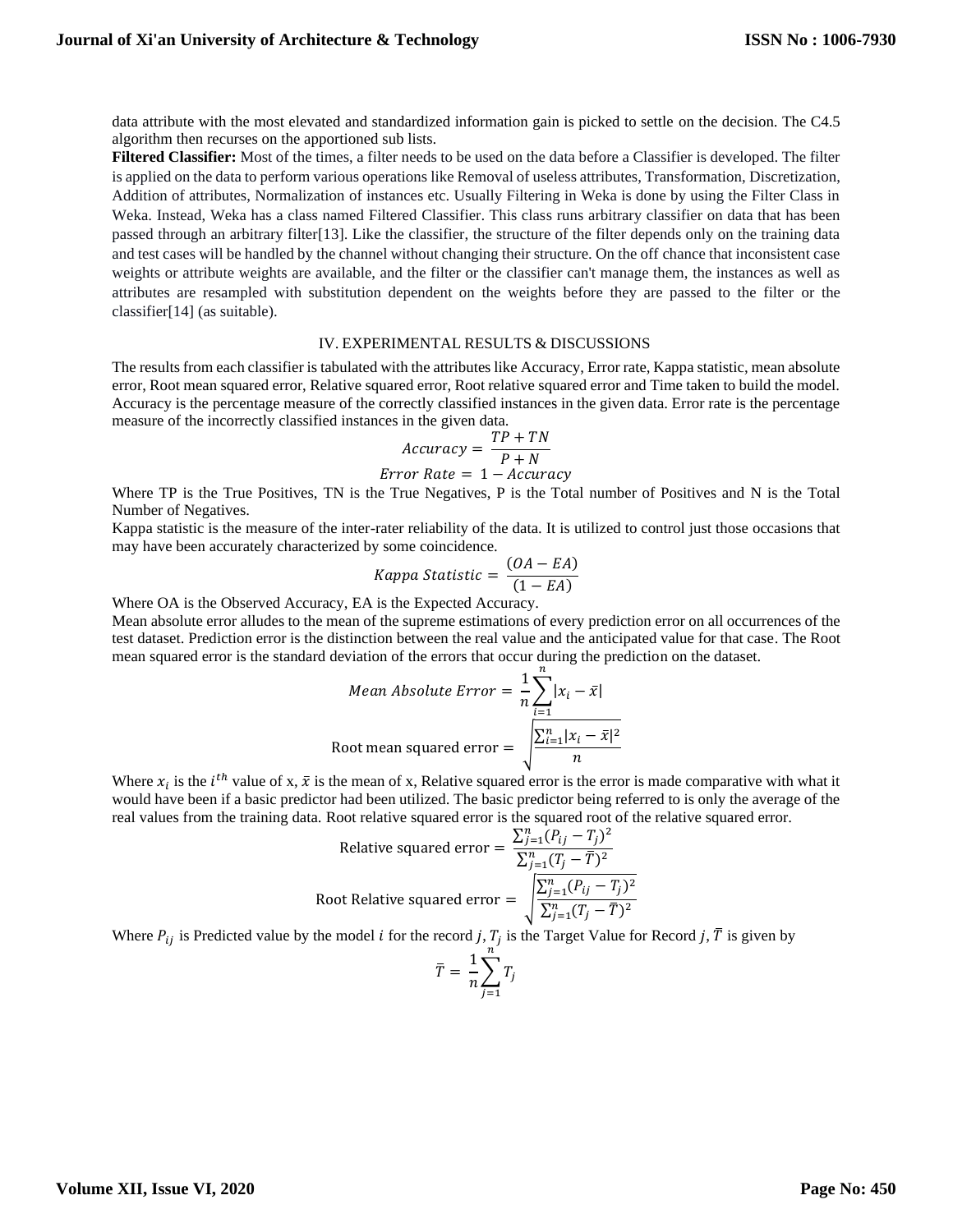data attribute with the most elevated and standardized information gain is picked to settle on the decision. The C4.5 algorithm then recurses on the apportioned sub lists.

**Filtered Classifier:** Most of the times, a filter needs to be used on the data before a Classifier is developed. The filter is applied on the data to perform various operations like Removal of useless attributes, Transformation, Discretization, Addition of attributes, Normalization of instances etc. Usually Filtering in Weka is done by using the Filter Class in Weka. Instead, Weka has a class named Filtered Classifier. This class runs arbitrary classifier on data that has been passed through an arbitrary filter[13]. Like the classifier, the structure of the filter depends only on the training data and test cases will be handled by the channel without changing their structure. On the off chance that inconsistent case weights or attribute weights are available, and the filter or the classifier can't manage them, the instances as well as attributes are resampled with substitution dependent on the weights before they are passed to the filter or the classifier[14] (as suitable).

## IV. EXPERIMENTAL RESULTS & DISCUSSIONS

The results from each classifier is tabulated with the attributes like Accuracy, Error rate, Kappa statistic, mean absolute error, Root mean squared error, Relative squared error, Root relative squared error and Time taken to build the model. Accuracy is the percentage measure of the correctly classified instances in the given data. Error rate is the percentage measure of the incorrectly classified instances in the given data.

$$Accuracy = \frac{TP + TN}{P + N}$$

$$Error\ Rate = 1 - Accuracy$$

Where TP is the True Positives, TN is the True Negatives, P is the Total number of Positives and N is the Total Number of Negatives.

Kappa statistic is the measure of the inter-rater reliability of the data. It is utilized to control just those occasions that may have been accurately characterized by some coincidence.

$$Kappa\ Statistic = \frac{(OA - EA)}{(1 - EA)}$$

Where OA is the Observed Accuracy, EA is the Expected Accuracy.

Mean absolute error alludes to the mean of the supreme estimations of every prediction error on all occurrences of the test dataset. Prediction error is the distinction between the real value and the anticipated value for that case. The Root mean squared error is the standard deviation of the errors that occur during the prediction on the dataset.

$$Mean\ Absolute\ Error = \frac{1}{n}\sum_{i=1}^{n}|x_i - \bar{x}|$$

$$\text{Root mean squared error} = \sqrt{\frac{\sum_{i=1}^{n}|x_i - \bar{x}|^2}{n}}$$

Where $x_i$ is the $i^{th}$ value of x, $\bar{x}$ is the mean of x, Relative squared error is the error is made comparative with what it would have been if a basic predictor had been utilized. The basic predictor being referred to is only the average of the real values from the training data. Root relative squared error is the squared root of the relative squared error.

$$\text{Relative squared error} = \frac{\sum_{j=1}^{n}(P_{ij} - T_j)^2}{\sum_{j=1}^{n}(T_j - \bar{T})^2}$$

$$\text{Root Relative squared error} = \sqrt{\frac{\sum_{j=1}^{n}(P_{ij} - T_j)^2}{\sum_{j=1}^{n}(T_j - \bar{T})^2}}$$

Where $P_{ij}$ is Predicted value by the model $i$ for the record $j$, $T_j$ is the Target Value for Record $j$, $\bar{T}$ is given by

$$\bar{T} = \frac{1}{n}\sum_{j=1}^{n}T_j$$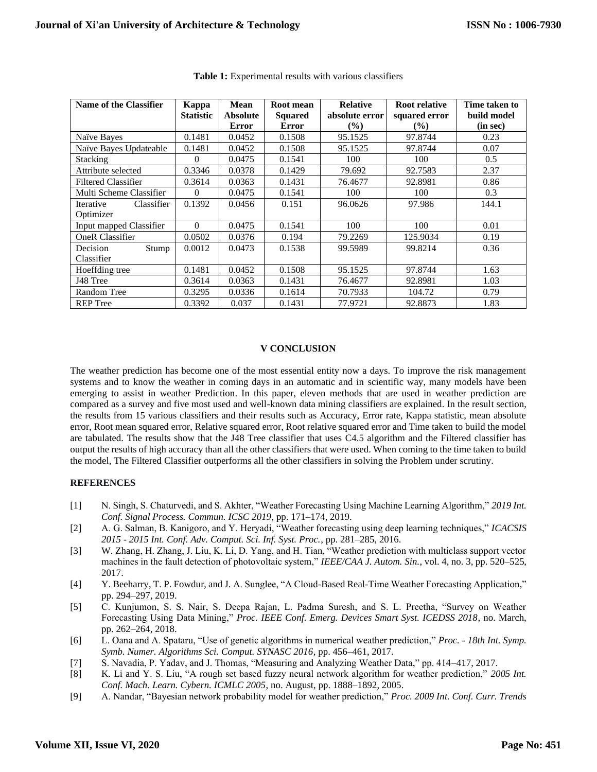**Table 1:** Experimental results with various classifiers

| Name of the Classifier | Kappa Statistic | Mean Absolute Error | Root mean Squared Error | Relative absolute error (%) | Root relative squared error (%) | Time taken to build model (in sec) |
|---|---|---|---|---|---|---|
| Naïve Bayes | 0.1481 | 0.0452 | 0.1508 | 95.1525 | 97.8744 | 0.23 |
| Naïve Bayes Updateable | 0.1481 | 0.0452 | 0.1508 | 95.1525 | 97.8744 | 0.07 |
| Stacking | 0 | 0.0475 | 0.1541 | 100 | 100 | 0.5 |
| Attribute selected | 0.3346 | 0.0378 | 0.1429 | 79.692 | 92.7583 | 2.37 |
| Filtered Classifier | 0.3614 | 0.0363 | 0.1431 | 76.4677 | 92.8981 | 0.86 |
| Multi Scheme Classifier | 0 | 0.0475 | 0.1541 | 100 | 100 | 0.3 |
| Iterative Classifier Optimizer | 0.1392 | 0.0456 | 0.151 | 96.0626 | 97.986 | 144.1 |
| Input mapped Classifier | 0 | 0.0475 | 0.1541 | 100 | 100 | 0.01 |
| OneR Classifier | 0.0502 | 0.0376 | 0.194 | 79.2269 | 125.9034 | 0.19 |
| Decision Stump Classifier | 0.0012 | 0.0473 | 0.1538 | 99.5989 | 99.8214 | 0.36 |
| Hoeffding tree | 0.1481 | 0.0452 | 0.1508 | 95.1525 | 97.8744 | 1.63 |
| J48 Tree | 0.3614 | 0.0363 | 0.1431 | 76.4677 | 92.8981 | 1.03 |
| Random Tree | 0.3295 | 0.0336 | 0.1614 | 70.7933 | 104.72 | 0.79 |
| REP Tree | 0.3392 | 0.037 | 0.1431 | 77.9721 | 92.8873 | 1.83 |

## V CONCLUSION

The weather prediction has become one of the most essential entity now a days. To improve the risk management systems and to know the weather in coming days in an automatic and in scientific way, many models have been emerging to assist in weather Prediction. In this paper, eleven methods that are used in weather prediction are compared as a survey and five most used and well-known data mining classifiers are explained. In the result section, the results from 15 various classifiers and their results such as Accuracy, Error rate, Kappa statistic, mean absolute error, Root mean squared error, Relative squared error, Root relative squared error and Time taken to build the model are tabulated. The results show that the J48 Tree classifier that uses C4.5 algorithm and the Filtered classifier has output the results of high accuracy than all the other classifiers that were used. When coming to the time taken to build the model, The Filtered Classifier outperforms all the other classifiers in solving the Problem under scrutiny.

## REFERENCES

[1] N. Singh, S. Chaturvedi, and S. Akhter, "Weather Forecasting Using Machine Learning Algorithm," *2019 Int. Conf. Signal Process. Commun. ICSC 2019*, pp. 171–174, 2019.

[2] A. G. Salman, B. Kanigoro, and Y. Heryadi, "Weather forecasting using deep learning techniques," *ICACSIS 2015 - 2015 Int. Conf. Adv. Comput. Sci. Inf. Syst. Proc.*, pp. 281–285, 2016.

[3] W. Zhang, H. Zhang, J. Liu, K. Li, D. Yang, and H. Tian, "Weather prediction with multiclass support vector machines in the fault detection of photovoltaic system," *IEEE/CAA J. Autom. Sin.*, vol. 4, no. 3, pp. 520–525, 2017.

[4] Y. Beeharry, T. P. Fowdur, and J. A. Sunglee, "A Cloud-Based Real-Time Weather Forecasting Application," pp. 294–297, 2019.

[5] C. Kunjumon, S. S. Nair, S. Deepa Rajan, L. Padma Suresh, and S. L. Preetha, "Survey on Weather Forecasting Using Data Mining," *Proc. IEEE Conf. Emerg. Devices Smart Syst. ICEDSS 2018*, no. March, pp. 262–264, 2018.

[6] L. Oana and A. Spataru, "Use of genetic algorithms in numerical weather prediction," *Proc. - 18th Int. Symp. Symb. Numer. Algorithms Sci. Comput. SYNASC 2016*, pp. 456–461, 2017.

[7] S. Navadia, P. Yadav, and J. Thomas, "Measuring and Analyzing Weather Data," pp. 414–417, 2017.

[8] K. Li and Y. S. Liu, "A rough set based fuzzy neural network algorithm for weather prediction," *2005 Int. Conf. Mach. Learn. Cybern. ICMLC 2005*, no. August, pp. 1888–1892, 2005.

[9] A. Nandar, "Bayesian network probability model for weather prediction," *Proc. 2009 Int. Conf. Curr. Trends*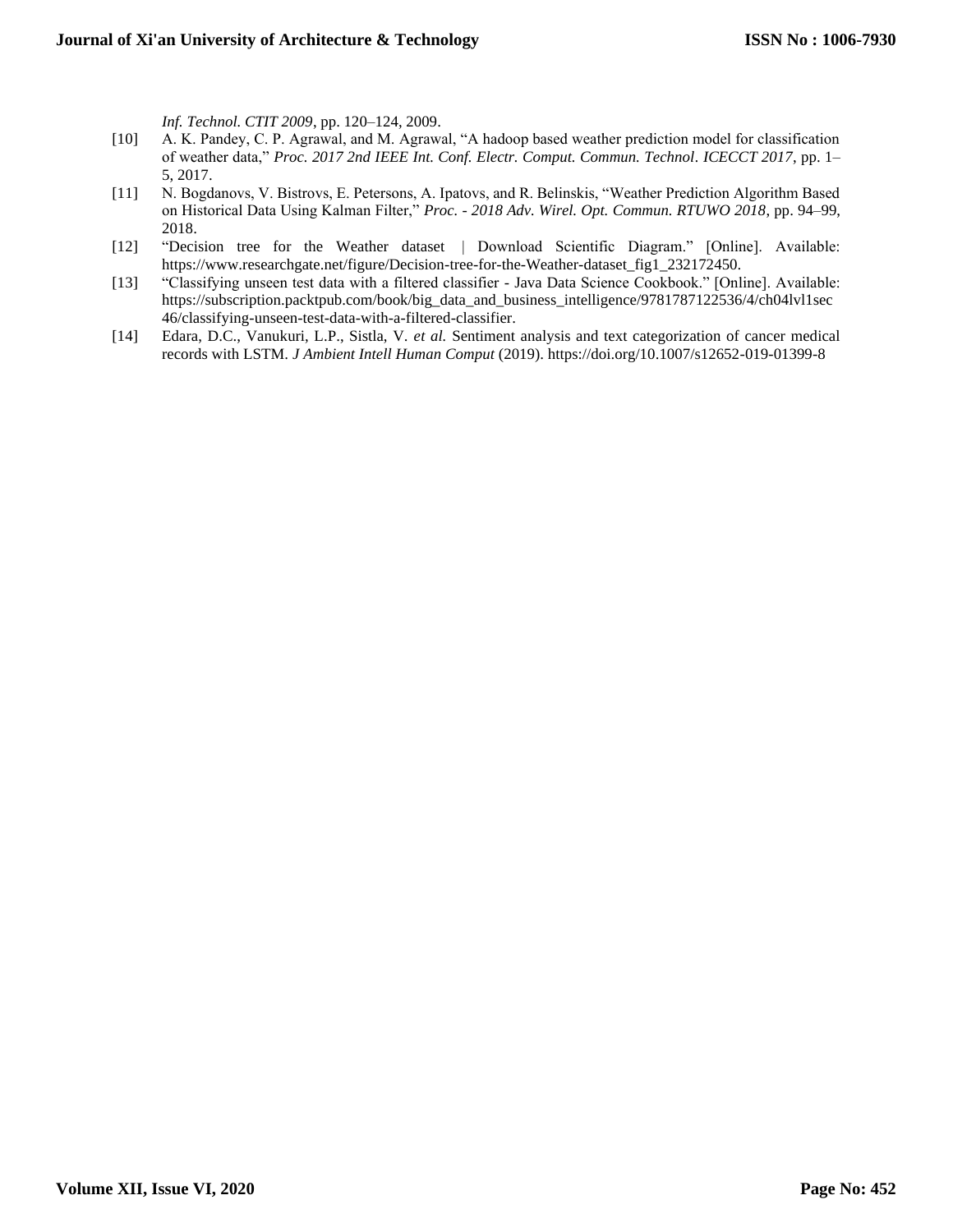*Inf. Technol. CTIT 2009*, pp. 120–124, 2009.

[10] A. K. Pandey, C. P. Agrawal, and M. Agrawal, "A hadoop based weather prediction model for classification of weather data," *Proc. 2017 2nd IEEE Int. Conf. Electr. Comput. Commun. Technol. ICECCT 2017*, pp. 1–5, 2017.

[11] N. Bogdanovs, V. Bistrovs, E. Petersons, A. Ipatovs, and R. Belinskis, "Weather Prediction Algorithm Based on Historical Data Using Kalman Filter," *Proc. - 2018 Adv. Wirel. Opt. Commun. RTUWO 2018*, pp. 94–99, 2018.

[12] "Decision tree for the Weather dataset | Download Scientific Diagram." [Online]. Available: https://www.researchgate.net/figure/Decision-tree-for-the-Weather-dataset_fig1_232172450.

[13] "Classifying unseen test data with a filtered classifier - Java Data Science Cookbook." [Online]. Available: https://subscription.packtpub.com/book/big_data_and_business_intelligence/9781787122536/4/ch04lvl1sec46/classifying-unseen-test-data-with-a-filtered-classifier.

[14] Edara, D.C., Vanukuri, L.P., Sistla, V. *et al.* Sentiment analysis and text categorization of cancer medical records with LSTM. *J Ambient Intell Human Comput* (2019). https://doi.org/10.1007/s12652-019-01399-8